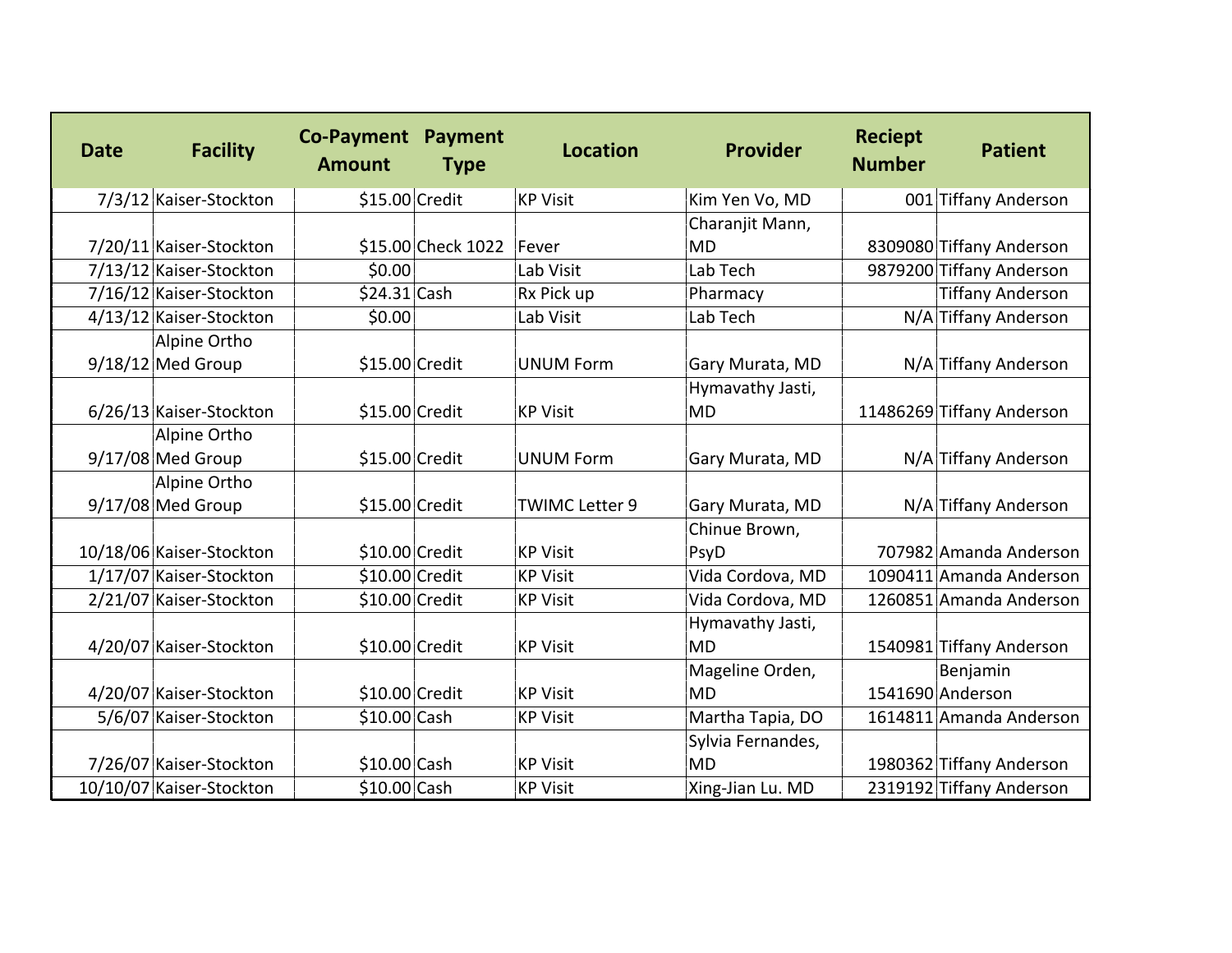| Date | Facility | Co-Payment Amount | Payment Type | Location | Provider | Reciept Number | Patient |
|---|---|---|---|---|---|---|---|
| 7/3/12 | Kaiser-Stockton | $15.00 | Credit | KP Visit | Kim Yen Vo, MD | 001 | Tiffany Anderson |
| 7/20/11 | Kaiser-Stockton | $15.00 | Check 1022 | Fever | Charanjit Mann, MD | 8309080 | Tiffany Anderson |
| 7/13/12 | Kaiser-Stockton | $0.00 | | Lab Visit | Lab Tech | 9879200 | Tiffany Anderson |
| 7/16/12 | Kaiser-Stockton | $24.31 | Cash | Rx Pick up | Pharmacy | | Tiffany Anderson |
| 4/13/12 | Kaiser-Stockton | $0.00 | | Lab Visit | Lab Tech | N/A | Tiffany Anderson |
| 9/18/12 | Alpine Ortho Med Group | $15.00 | Credit | UNUM Form | Gary Murata, MD | N/A | Tiffany Anderson |
| 6/26/13 | Kaiser-Stockton | $15.00 | Credit | KP Visit | Hymavathy Jasti, MD | 11486269 | Tiffany Anderson |
| 9/17/08 | Alpine Ortho Med Group | $15.00 | Credit | UNUM Form | Gary Murata, MD | N/A | Tiffany Anderson |
| 9/17/08 | Alpine Ortho Med Group | $15.00 | Credit | TWIMC Letter 9 | Gary Murata, MD | N/A | Tiffany Anderson |
| 10/18/06 | Kaiser-Stockton | $10.00 | Credit | KP Visit | Chinue Brown, PsyD | 707982 | Amanda Anderson |
| 1/17/07 | Kaiser-Stockton | $10.00 | Credit | KP Visit | Vida Cordova, MD | 1090411 | Amanda Anderson |
| 2/21/07 | Kaiser-Stockton | $10.00 | Credit | KP Visit | Vida Cordova, MD | 1260851 | Amanda Anderson |
| 4/20/07 | Kaiser-Stockton | $10.00 | Credit | KP Visit | Hymavathy Jasti, MD | 1540981 | Tiffany Anderson |
| 4/20/07 | Kaiser-Stockton | $10.00 | Credit | KP Visit | Mageline Orden, MD | 1541690 | Benjamin Anderson |
| 5/6/07 | Kaiser-Stockton | $10.00 | Cash | KP Visit | Martha Tapia, DO | 1614811 | Amanda Anderson |
| 7/26/07 | Kaiser-Stockton | $10.00 | Cash | KP Visit | Sylvia Fernandes, MD | 1980362 | Tiffany Anderson |
| 10/10/07 | Kaiser-Stockton | $10.00 | Cash | KP Visit | Xing-Jian Lu. MD | 2319192 | Tiffany Anderson |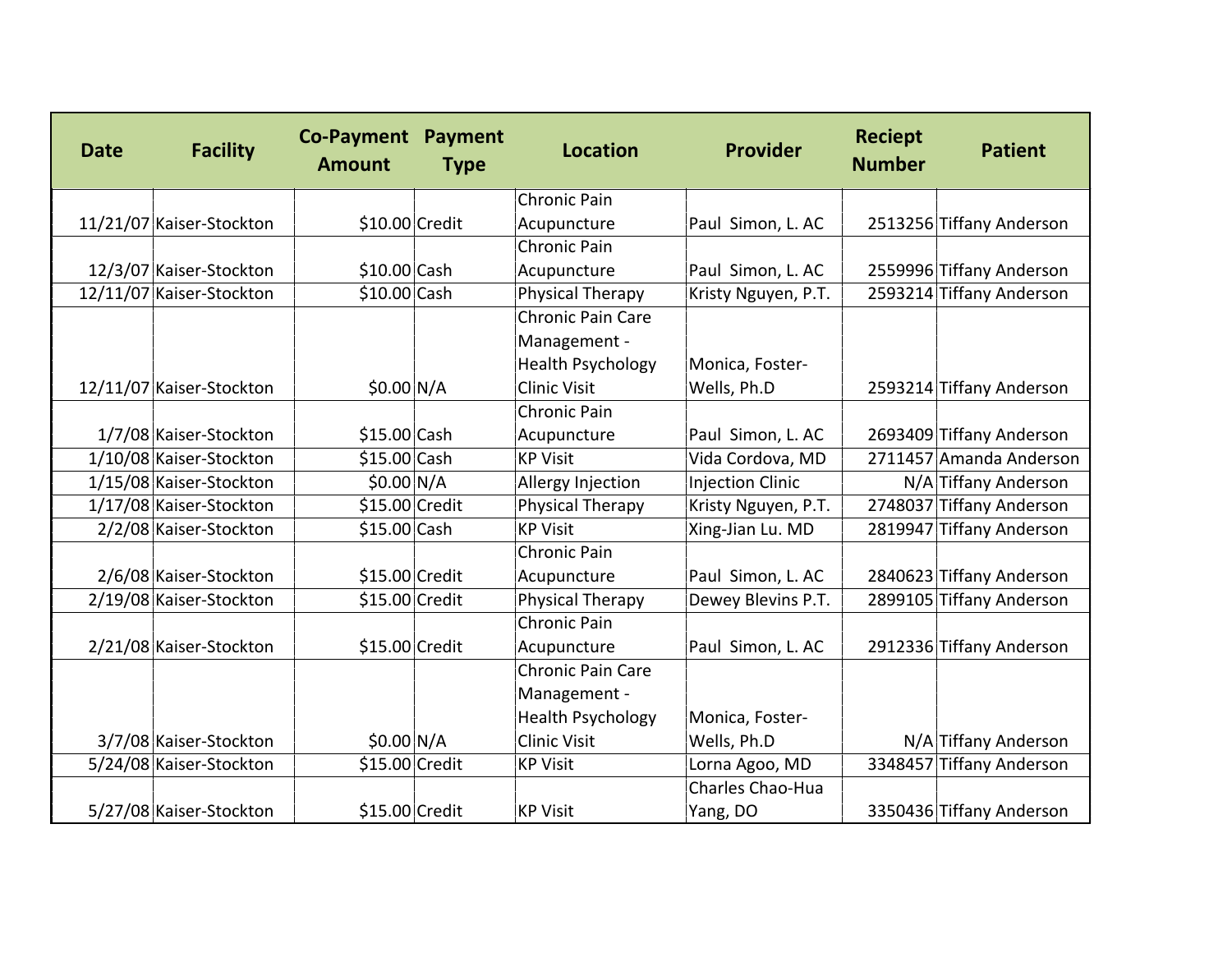| Date | Facility | Co-Payment Amount | Payment Type | Location | Provider | Reciept Number | Patient |
|---|---|---|---|---|---|---|---|
| 11/21/07 | Kaiser-Stockton | $10.00 | Credit | Chronic Pain Acupuncture | Paul Simon, L. AC | 2513256 | Tiffany Anderson |
| 12/3/07 | Kaiser-Stockton | $10.00 | Cash | Chronic Pain Acupuncture | Paul Simon, L. AC | 2559996 | Tiffany Anderson |
| 12/11/07 | Kaiser-Stockton | $10.00 | Cash | Physical Therapy | Kristy Nguyen, P.T. | 2593214 | Tiffany Anderson |
| 12/11/07 | Kaiser-Stockton | $0.00 | N/A | Chronic Pain Care Management - Health Psychology Clinic Visit | Monica, Foster-Wells, Ph.D | 2593214 | Tiffany Anderson |
| 1/7/08 | Kaiser-Stockton | $15.00 | Cash | Chronic Pain Acupuncture | Paul Simon, L. AC | 2693409 | Tiffany Anderson |
| 1/10/08 | Kaiser-Stockton | $15.00 | Cash | KP Visit | Vida Cordova, MD | 2711457 | Amanda Anderson |
| 1/15/08 | Kaiser-Stockton | $0.00 | N/A | Allergy Injection | Injection Clinic | N/A | Tiffany Anderson |
| 1/17/08 | Kaiser-Stockton | $15.00 | Credit | Physical Therapy | Kristy Nguyen, P.T. | 2748037 | Tiffany Anderson |
| 2/2/08 | Kaiser-Stockton | $15.00 | Cash | KP Visit | Xing-Jian Lu. MD | 2819947 | Tiffany Anderson |
| 2/6/08 | Kaiser-Stockton | $15.00 | Credit | Chronic Pain Acupuncture | Paul Simon, L. AC | 2840623 | Tiffany Anderson |
| 2/19/08 | Kaiser-Stockton | $15.00 | Credit | Physical Therapy | Dewey Blevins P.T. | 2899105 | Tiffany Anderson |
| 2/21/08 | Kaiser-Stockton | $15.00 | Credit | Chronic Pain Acupuncture | Paul Simon, L. AC | 2912336 | Tiffany Anderson |
| 3/7/08 | Kaiser-Stockton | $0.00 | N/A | Chronic Pain Care Management - Health Psychology Clinic Visit | Monica, Foster-Wells, Ph.D | N/A | Tiffany Anderson |
| 5/24/08 | Kaiser-Stockton | $15.00 | Credit | KP Visit | Lorna Agoo, MD | 3348457 | Tiffany Anderson |
| 5/27/08 | Kaiser-Stockton | $15.00 | Credit | KP Visit | Charles Chao-Hua Yang, DO | 3350436 | Tiffany Anderson |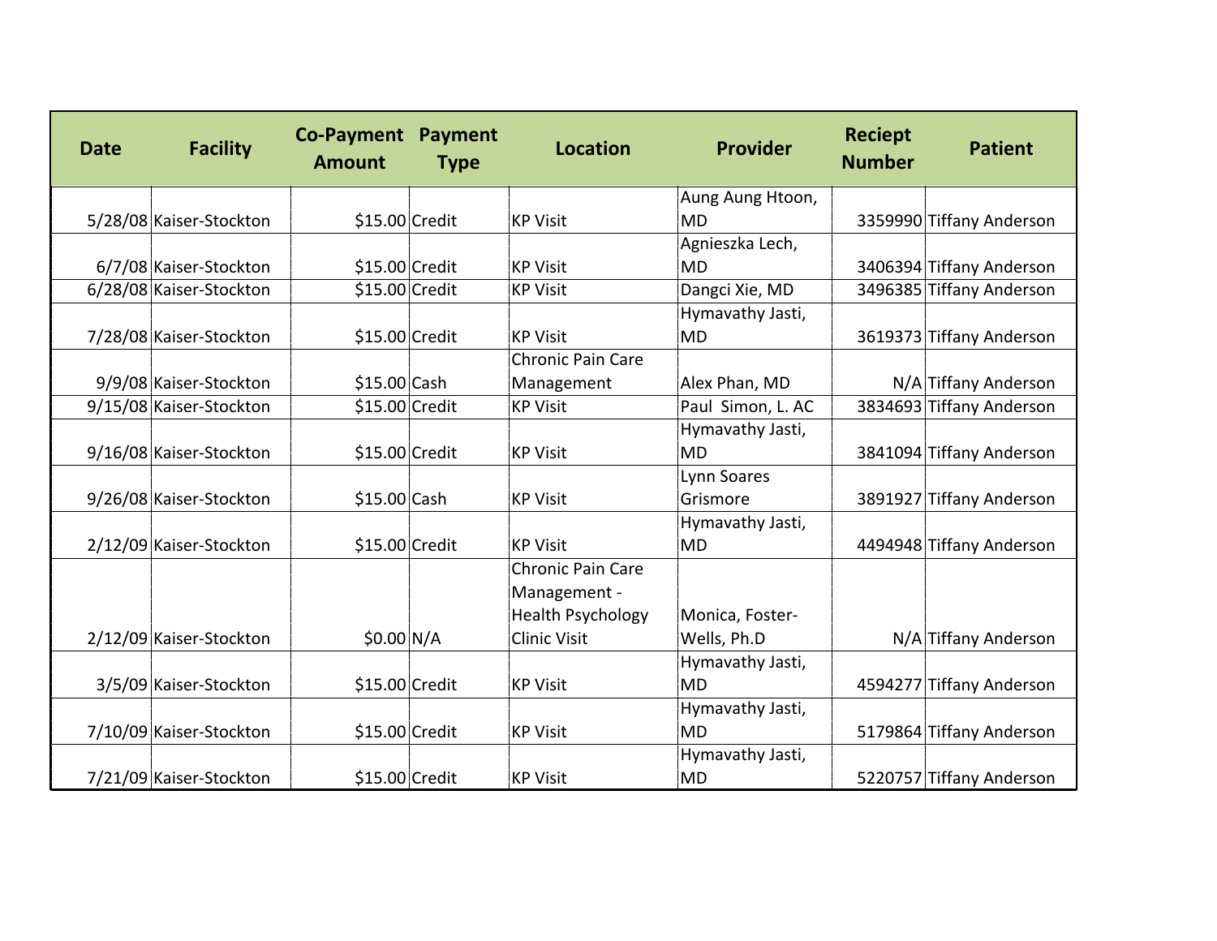| Date | Facility | Co-Payment Amount | Payment Type | Location | Provider | Reciept Number | Patient |
|---|---|---|---|---|---|---|---|
| 5/28/08 | Kaiser-Stockton | $15.00 | Credit | KP Visit | Aung Aung Htoon, MD | 3359990 | Tiffany Anderson |
| 6/7/08 | Kaiser-Stockton | $15.00 | Credit | KP Visit | Agnieszka Lech, MD | 3406394 | Tiffany Anderson |
| 6/28/08 | Kaiser-Stockton | $15.00 | Credit | KP Visit | Dangci Xie, MD | 3496385 | Tiffany Anderson |
| 7/28/08 | Kaiser-Stockton | $15.00 | Credit | KP Visit | Hymavathy Jasti, MD | 3619373 | Tiffany Anderson |
| 9/9/08 | Kaiser-Stockton | $15.00 | Cash | Chronic Pain Care Management | Alex Phan, MD | N/A | Tiffany Anderson |
| 9/15/08 | Kaiser-Stockton | $15.00 | Credit | KP Visit | Paul Simon, L. AC | 3834693 | Tiffany Anderson |
| 9/16/08 | Kaiser-Stockton | $15.00 | Credit | KP Visit | Hymavathy Jasti, MD | 3841094 | Tiffany Anderson |
| 9/26/08 | Kaiser-Stockton | $15.00 | Cash | KP Visit | Lynn Soares Grismore | 3891927 | Tiffany Anderson |
| 2/12/09 | Kaiser-Stockton | $15.00 | Credit | KP Visit | Hymavathy Jasti, MD | 4494948 | Tiffany Anderson |
| 2/12/09 | Kaiser-Stockton | $0.00 | N/A | Chronic Pain Care Management - Health Psychology Clinic Visit | Monica, Foster-Wells, Ph.D | N/A | Tiffany Anderson |
| 3/5/09 | Kaiser-Stockton | $15.00 | Credit | KP Visit | Hymavathy Jasti, MD | 4594277 | Tiffany Anderson |
| 7/10/09 | Kaiser-Stockton | $15.00 | Credit | KP Visit | Hymavathy Jasti, MD | 5179864 | Tiffany Anderson |
| 7/21/09 | Kaiser-Stockton | $15.00 | Credit | KP Visit | Hymavathy Jasti, MD | 5220757 | Tiffany Anderson |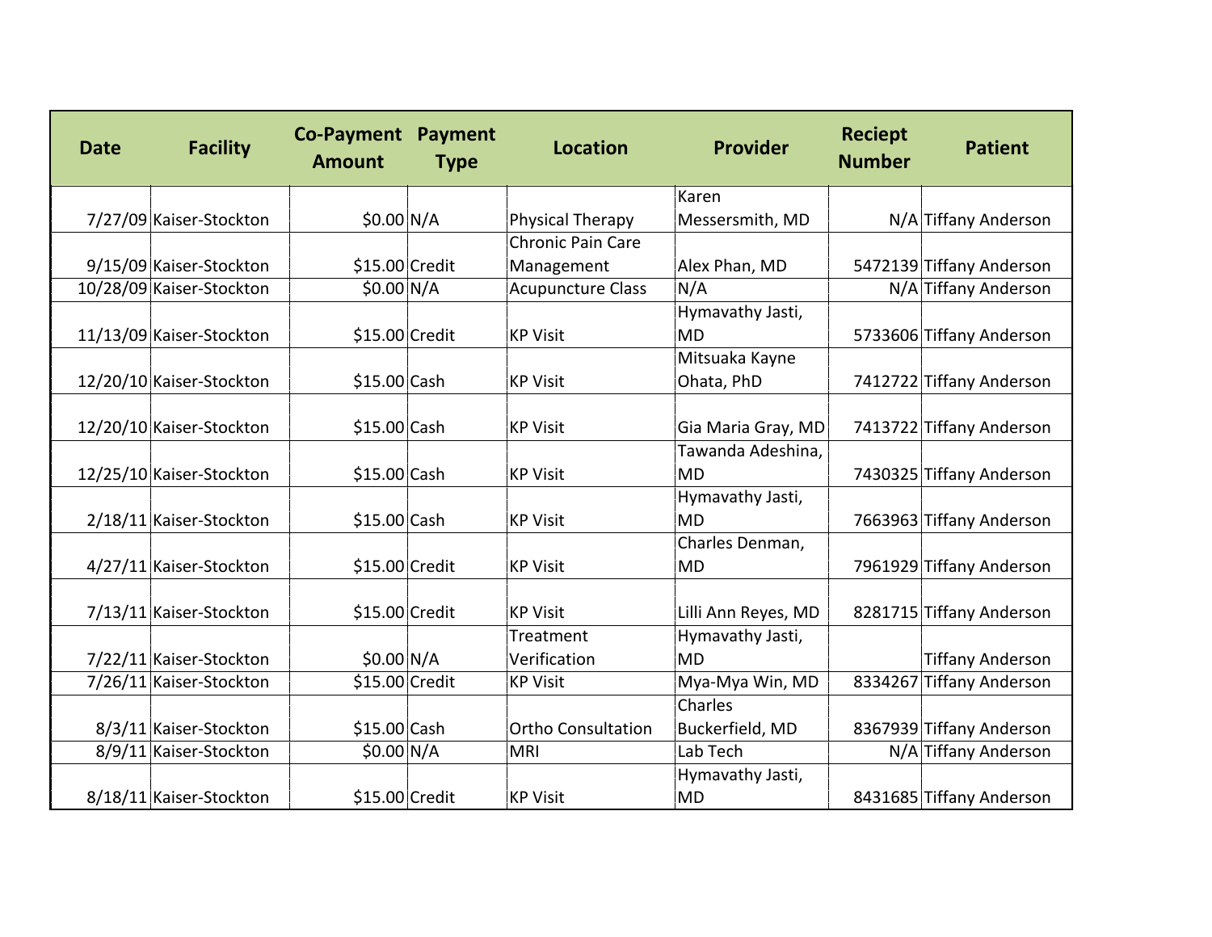| Date | Facility | Co-Payment Amount | Payment Type | Location | Provider | Reciept Number | Patient |
|---|---|---|---|---|---|---|---|
| 7/27/09 | Kaiser-Stockton | $0.00 | N/A | Physical Therapy | Karen Messersmith, MD | N/A | Tiffany Anderson |
| 9/15/09 | Kaiser-Stockton | $15.00 | Credit | Chronic Pain Care Management | Alex Phan, MD | 5472139 | Tiffany Anderson |
| 10/28/09 | Kaiser-Stockton | $0.00 | N/A | Acupuncture Class | N/A | N/A | Tiffany Anderson |
| 11/13/09 | Kaiser-Stockton | $15.00 | Credit | KP Visit | Hymavathy Jasti, MD | 5733606 | Tiffany Anderson |
| 12/20/10 | Kaiser-Stockton | $15.00 | Cash | KP Visit | Mitsuaka Kayne Ohata, PhD | 7412722 | Tiffany Anderson |
| 12/20/10 | Kaiser-Stockton | $15.00 | Cash | KP Visit | Gia Maria Gray, MD | 7413722 | Tiffany Anderson |
| 12/25/10 | Kaiser-Stockton | $15.00 | Cash | KP Visit | Tawanda Adeshina, MD | 7430325 | Tiffany Anderson |
| 2/18/11 | Kaiser-Stockton | $15.00 | Cash | KP Visit | Hymavathy Jasti, MD | 7663963 | Tiffany Anderson |
| 4/27/11 | Kaiser-Stockton | $15.00 | Credit | KP Visit | Charles Denman, MD | 7961929 | Tiffany Anderson |
| 7/13/11 | Kaiser-Stockton | $15.00 | Credit | KP Visit | Lilli Ann Reyes, MD | 8281715 | Tiffany Anderson |
| 7/22/11 | Kaiser-Stockton | $0.00 | N/A | Treatment Verification | Hymavathy Jasti, MD | | Tiffany Anderson |
| 7/26/11 | Kaiser-Stockton | $15.00 | Credit | KP Visit | Mya-Mya Win, MD | 8334267 | Tiffany Anderson |
| 8/3/11 | Kaiser-Stockton | $15.00 | Cash | Ortho Consultation | Charles Buckerfield, MD | 8367939 | Tiffany Anderson |
| 8/9/11 | Kaiser-Stockton | $0.00 | N/A | MRI | Lab Tech | N/A | Tiffany Anderson |
| 8/18/11 | Kaiser-Stockton | $15.00 | Credit | KP Visit | Hymavathy Jasti, MD | 8431685 | Tiffany Anderson |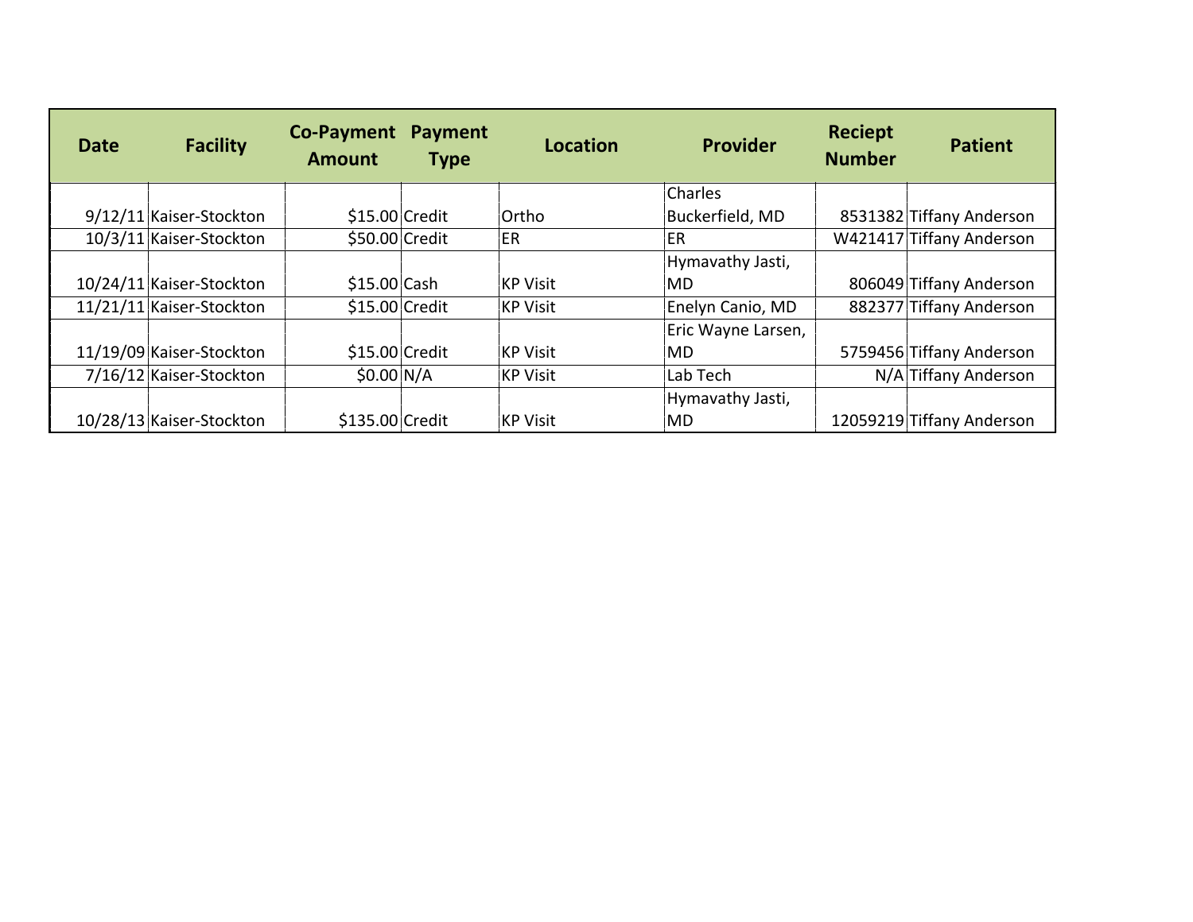| Date | Facility | Co-Payment Amount | Payment Type | Location | Provider | Reciept Number | Patient |
|---|---|---|---|---|---|---|---|
| 9/12/11 | Kaiser-Stockton | $15.00 | Credit | Ortho | Charles Buckerfield, MD | 8531382 | Tiffany Anderson |
| 10/3/11 | Kaiser-Stockton | $50.00 | Credit | ER | ER | W421417 | Tiffany Anderson |
| 10/24/11 | Kaiser-Stockton | $15.00 | Cash | KP Visit | Hymavathy Jasti, MD | 806049 | Tiffany Anderson |
| 11/21/11 | Kaiser-Stockton | $15.00 | Credit | KP Visit | Enelyn Canio, MD | 882377 | Tiffany Anderson |
| 11/19/09 | Kaiser-Stockton | $15.00 | Credit | KP Visit | Eric Wayne Larsen, MD | 5759456 | Tiffany Anderson |
| 7/16/12 | Kaiser-Stockton | $0.00 | N/A | KP Visit | Lab Tech | N/A | Tiffany Anderson |
| 10/28/13 | Kaiser-Stockton | $135.00 | Credit | KP Visit | Hymavathy Jasti, MD | 12059219 | Tiffany Anderson |